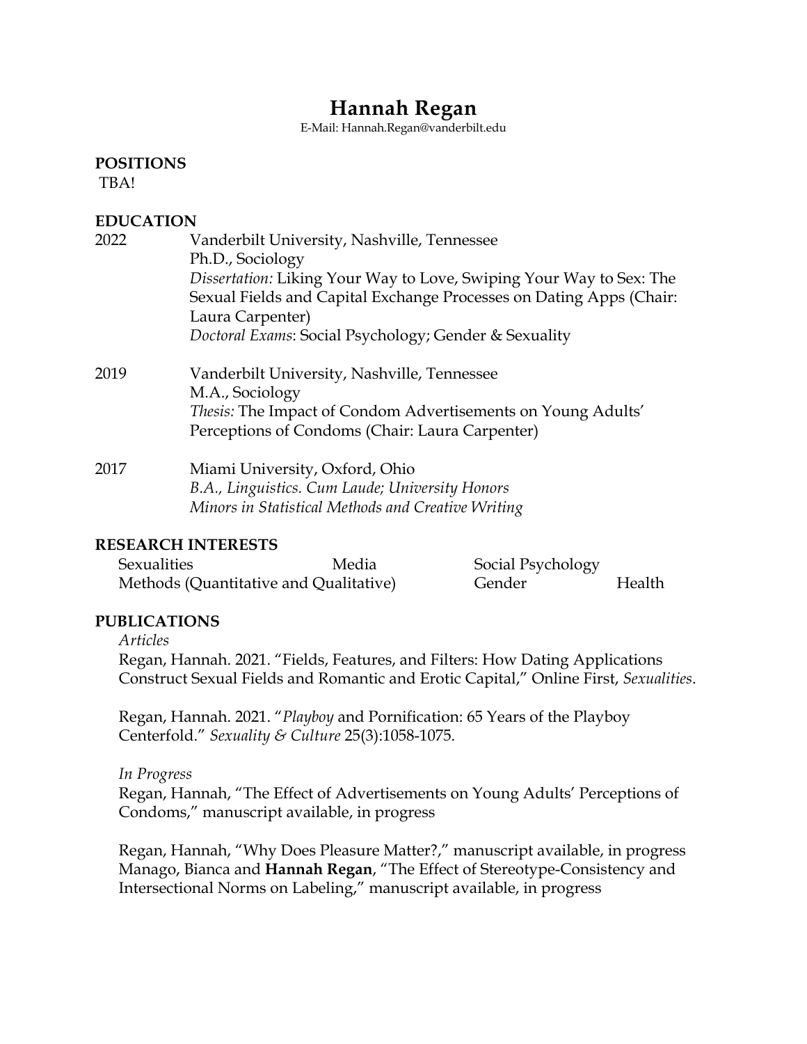# Hannah Regan

E-Mail: Hannah.Regan@vanderbilt.edu

## POSITIONS

TBA!

## EDUCATION

2022 Vanderbilt University, Nashville, Tennessee
Ph.D., Sociology
*Dissertation:* Liking Your Way to Love, Swiping Your Way to Sex: The Sexual Fields and Capital Exchange Processes on Dating Apps (Chair: Laura Carpenter)
*Doctoral Exams*: Social Psychology; Gender & Sexuality

2019 Vanderbilt University, Nashville, Tennessee
M.A., Sociology
*Thesis:* The Impact of Condom Advertisements on Young Adults' Perceptions of Condoms (Chair: Laura Carpenter)

2017 Miami University, Oxford, Ohio
*B.A., Linguistics. Cum Laude; University Honors*
*Minors in Statistical Methods and Creative Writing*

## RESEARCH INTERESTS

Sexualities, Media, Social Psychology, Methods (Quantitative and Qualitative), Gender, Health

## PUBLICATIONS

*Articles*

Regan, Hannah. 2021. "Fields, Features, and Filters: How Dating Applications Construct Sexual Fields and Romantic and Erotic Capital," Online First, *Sexualities*.

Regan, Hannah. 2021. "*Playboy* and Pornification: 65 Years of the Playboy Centerfold." *Sexuality & Culture* 25(3):1058-1075.

*In Progress*

Regan, Hannah, "The Effect of Advertisements on Young Adults' Perceptions of Condoms," manuscript available, in progress

Regan, Hannah, "Why Does Pleasure Matter?," manuscript available, in progress

Manago, Bianca and **Hannah Regan**, "The Effect of Stereotype-Consistency and Intersectional Norms on Labeling," manuscript available, in progress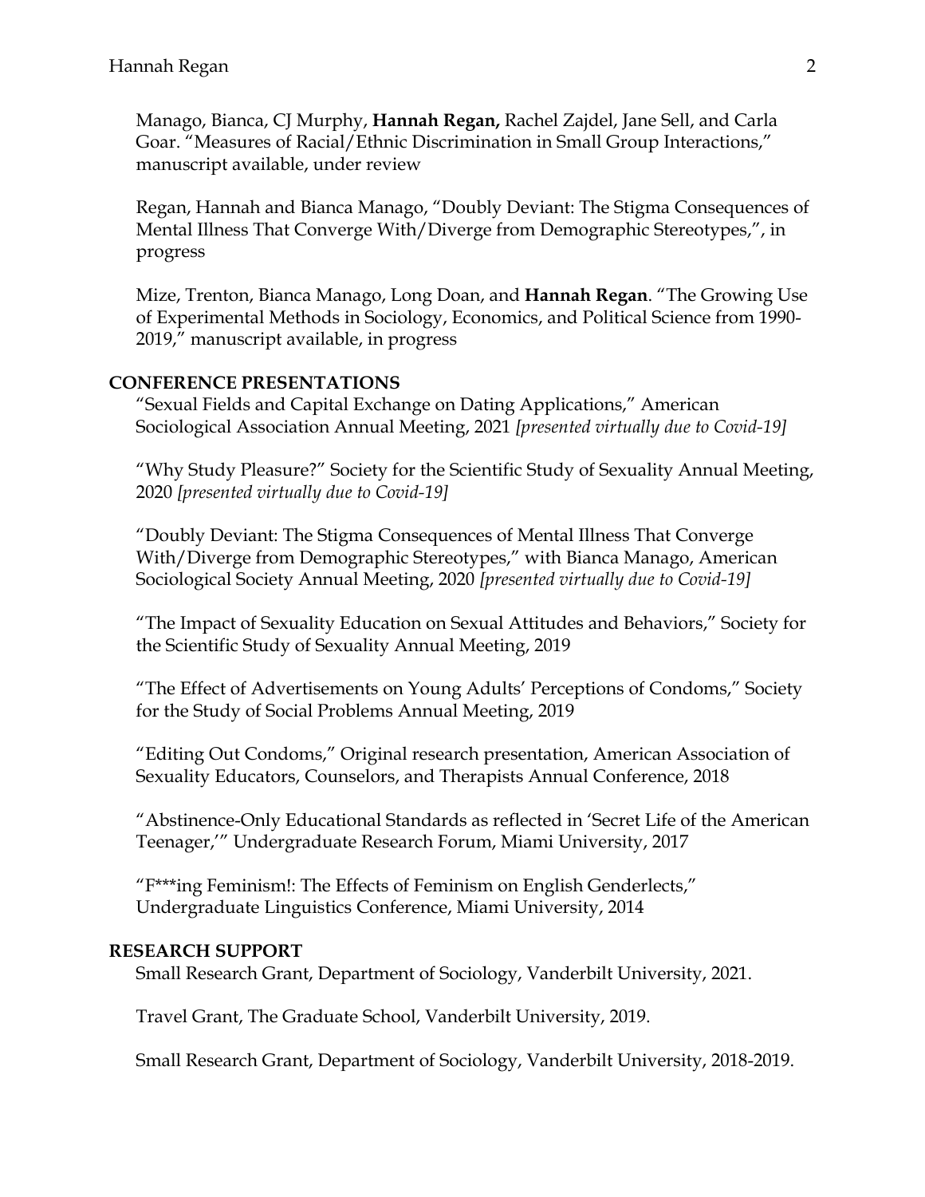Manago, Bianca, CJ Murphy, **Hannah Regan,** Rachel Zajdel, Jane Sell, and Carla Goar. "Measures of Racial/Ethnic Discrimination in Small Group Interactions," manuscript available, under review

Regan, Hannah and Bianca Manago, "Doubly Deviant: The Stigma Consequences of Mental Illness That Converge With/Diverge from Demographic Stereotypes,", in progress

Mize, Trenton, Bianca Manago, Long Doan, and **Hannah Regan**. "The Growing Use of Experimental Methods in Sociology, Economics, and Political Science from 1990-2019," manuscript available, in progress

## CONFERENCE PRESENTATIONS

"Sexual Fields and Capital Exchange on Dating Applications," American Sociological Association Annual Meeting, 2021 *[presented virtually due to Covid-19]*

"Why Study Pleasure?" Society for the Scientific Study of Sexuality Annual Meeting, 2020 *[presented virtually due to Covid-19]*

"Doubly Deviant: The Stigma Consequences of Mental Illness That Converge With/Diverge from Demographic Stereotypes," with Bianca Manago, American Sociological Society Annual Meeting, 2020 *[presented virtually due to Covid-19]*

"The Impact of Sexuality Education on Sexual Attitudes and Behaviors," Society for the Scientific Study of Sexuality Annual Meeting, 2019

"The Effect of Advertisements on Young Adults' Perceptions of Condoms," Society for the Study of Social Problems Annual Meeting, 2019

"Editing Out Condoms," Original research presentation, American Association of Sexuality Educators, Counselors, and Therapists Annual Conference, 2018

"Abstinence-Only Educational Standards as reflected in 'Secret Life of the American Teenager,'" Undergraduate Research Forum, Miami University, 2017

"F***ing Feminism!: The Effects of Feminism on English Genderlects," Undergraduate Linguistics Conference, Miami University, 2014

## RESEARCH SUPPORT

Small Research Grant, Department of Sociology, Vanderbilt University, 2021.

Travel Grant, The Graduate School, Vanderbilt University, 2019.

Small Research Grant, Department of Sociology, Vanderbilt University, 2018-2019.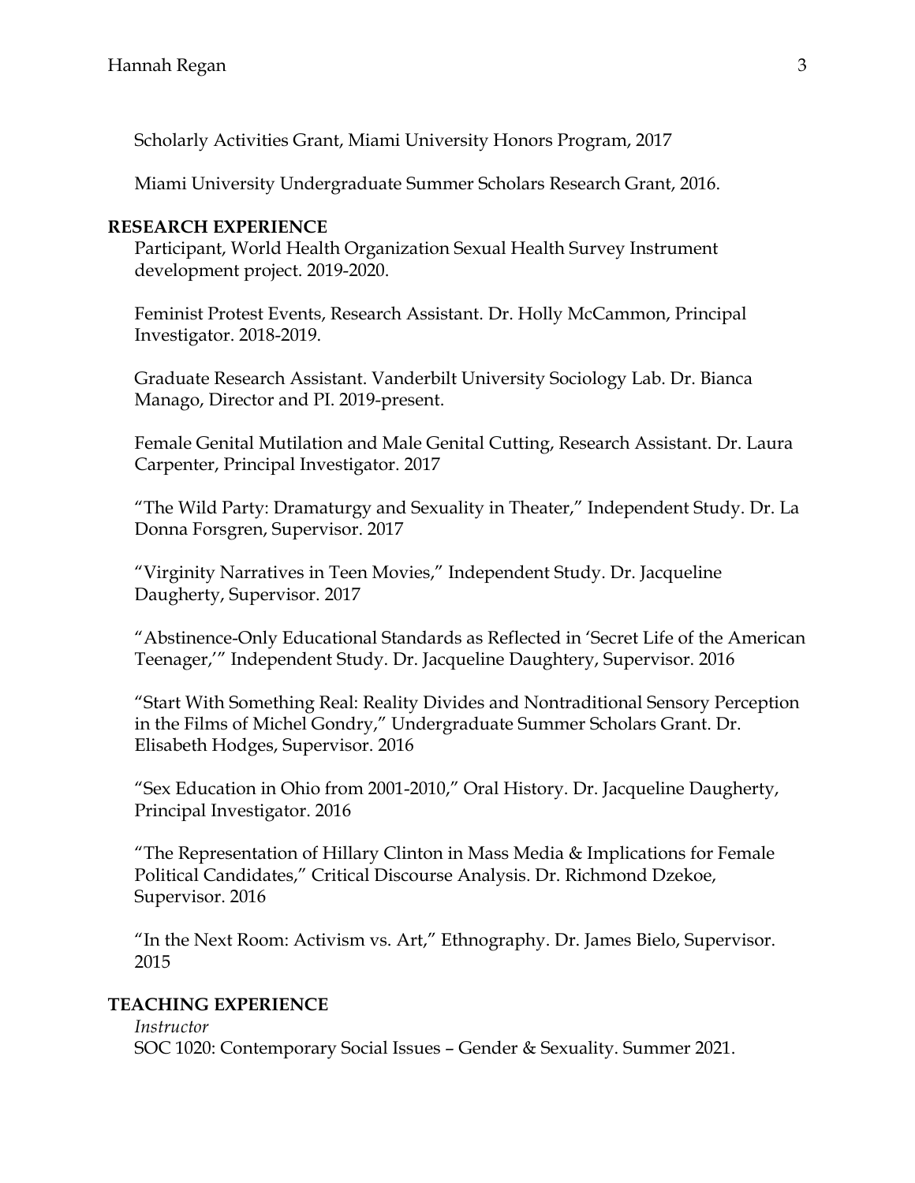Scholarly Activities Grant, Miami University Honors Program, 2017

Miami University Undergraduate Summer Scholars Research Grant, 2016.

## RESEARCH EXPERIENCE

Participant, World Health Organization Sexual Health Survey Instrument development project. 2019-2020.

Feminist Protest Events, Research Assistant. Dr. Holly McCammon, Principal Investigator. 2018-2019.

Graduate Research Assistant. Vanderbilt University Sociology Lab. Dr. Bianca Manago, Director and PI. 2019-present.

Female Genital Mutilation and Male Genital Cutting, Research Assistant. Dr. Laura Carpenter, Principal Investigator. 2017

"The Wild Party: Dramaturgy and Sexuality in Theater," Independent Study. Dr. La Donna Forsgren, Supervisor. 2017

"Virginity Narratives in Teen Movies," Independent Study. Dr. Jacqueline Daugherty, Supervisor. 2017

"Abstinence-Only Educational Standards as Reflected in 'Secret Life of the American Teenager,'" Independent Study. Dr. Jacqueline Daughtery, Supervisor. 2016

"Start With Something Real: Reality Divides and Nontraditional Sensory Perception in the Films of Michel Gondry," Undergraduate Summer Scholars Grant. Dr. Elisabeth Hodges, Supervisor. 2016

"Sex Education in Ohio from 2001-2010," Oral History. Dr. Jacqueline Daugherty, Principal Investigator. 2016

"The Representation of Hillary Clinton in Mass Media & Implications for Female Political Candidates," Critical Discourse Analysis. Dr. Richmond Dzekoe, Supervisor. 2016

"In the Next Room: Activism vs. Art," Ethnography. Dr. James Bielo, Supervisor. 2015

## TEACHING EXPERIENCE

*Instructor*
SOC 1020: Contemporary Social Issues – Gender & Sexuality. Summer 2021.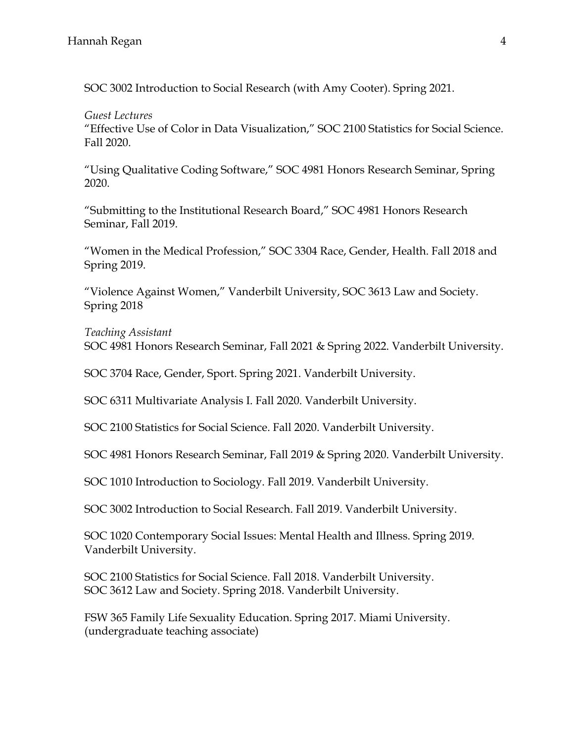SOC 3002 Introduction to Social Research (with Amy Cooter). Spring 2021.

*Guest Lectures*
"Effective Use of Color in Data Visualization," SOC 2100 Statistics for Social Science. Fall 2020.

"Using Qualitative Coding Software," SOC 4981 Honors Research Seminar, Spring 2020.

"Submitting to the Institutional Research Board," SOC 4981 Honors Research Seminar, Fall 2019.

"Women in the Medical Profession," SOC 3304 Race, Gender, Health. Fall 2018 and Spring 2019.

"Violence Against Women," Vanderbilt University, SOC 3613 Law and Society. Spring 2018

*Teaching Assistant*
SOC 4981 Honors Research Seminar, Fall 2021 & Spring 2022. Vanderbilt University.

SOC 3704 Race, Gender, Sport. Spring 2021. Vanderbilt University.

SOC 6311 Multivariate Analysis I. Fall 2020. Vanderbilt University.

SOC 2100 Statistics for Social Science. Fall 2020. Vanderbilt University.

SOC 4981 Honors Research Seminar, Fall 2019 & Spring 2020. Vanderbilt University.

SOC 1010 Introduction to Sociology. Fall 2019. Vanderbilt University.

SOC 3002 Introduction to Social Research. Fall 2019. Vanderbilt University.

SOC 1020 Contemporary Social Issues: Mental Health and Illness. Spring 2019. Vanderbilt University.

SOC 2100 Statistics for Social Science. Fall 2018. Vanderbilt University.
SOC 3612 Law and Society. Spring 2018. Vanderbilt University.

FSW 365 Family Life Sexuality Education. Spring 2017. Miami University. (undergraduate teaching associate)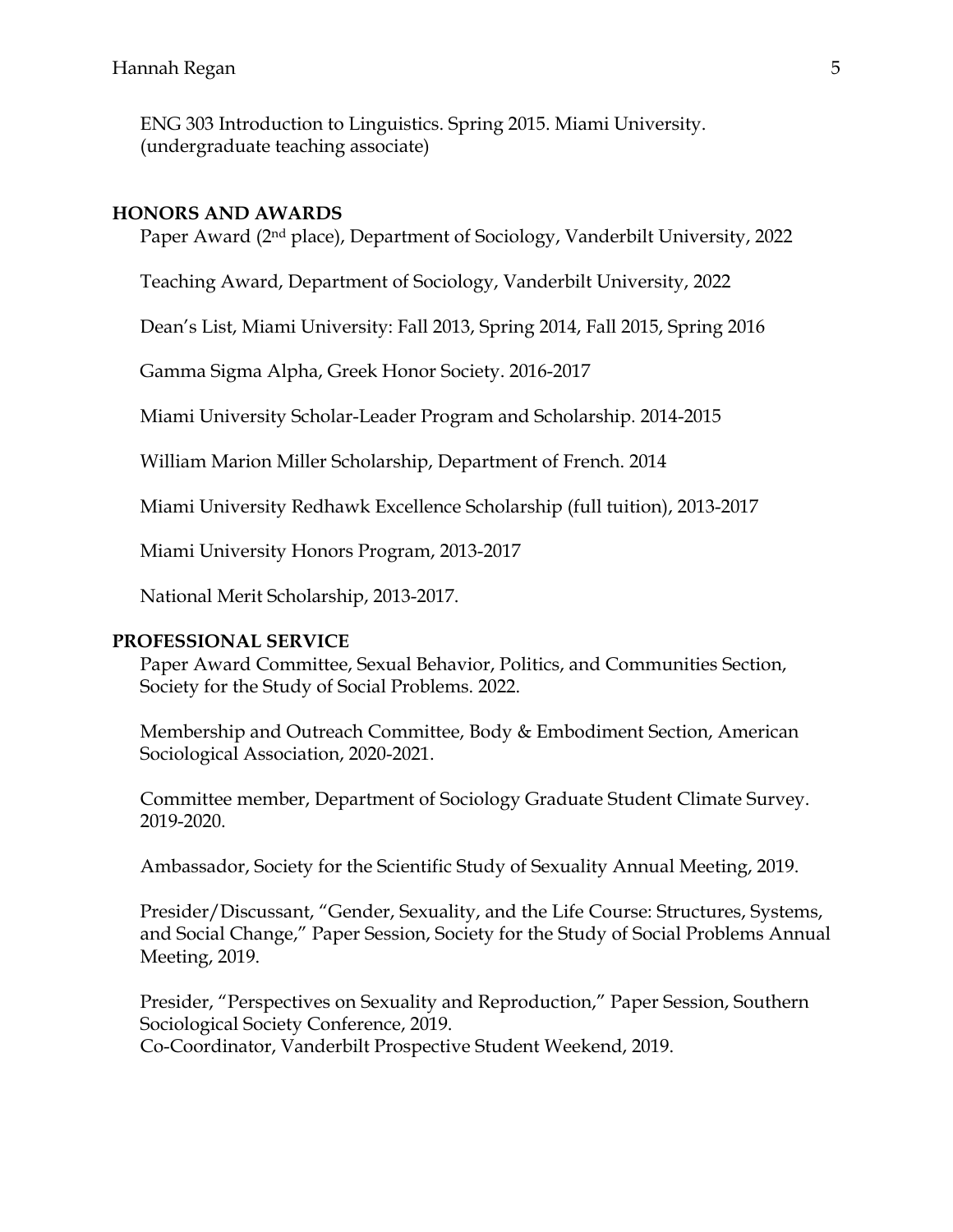ENG 303 Introduction to Linguistics. Spring 2015. Miami University. (undergraduate teaching associate)

## HONORS AND AWARDS

Paper Award (2nd place), Department of Sociology, Vanderbilt University, 2022

Teaching Award, Department of Sociology, Vanderbilt University, 2022

Dean's List, Miami University: Fall 2013, Spring 2014, Fall 2015, Spring 2016

Gamma Sigma Alpha, Greek Honor Society. 2016-2017

Miami University Scholar-Leader Program and Scholarship. 2014-2015

William Marion Miller Scholarship, Department of French. 2014

Miami University Redhawk Excellence Scholarship (full tuition), 2013-2017

Miami University Honors Program, 2013-2017

National Merit Scholarship, 2013-2017.

## PROFESSIONAL SERVICE

Paper Award Committee, Sexual Behavior, Politics, and Communities Section, Society for the Study of Social Problems. 2022.

Membership and Outreach Committee, Body & Embodiment Section, American Sociological Association, 2020-2021.

Committee member, Department of Sociology Graduate Student Climate Survey. 2019-2020.

Ambassador, Society for the Scientific Study of Sexuality Annual Meeting, 2019.

Presider/Discussant, "Gender, Sexuality, and the Life Course: Structures, Systems, and Social Change," Paper Session, Society for the Study of Social Problems Annual Meeting, 2019.

Presider, "Perspectives on Sexuality and Reproduction," Paper Session, Southern Sociological Society Conference, 2019.

Co-Coordinator, Vanderbilt Prospective Student Weekend, 2019.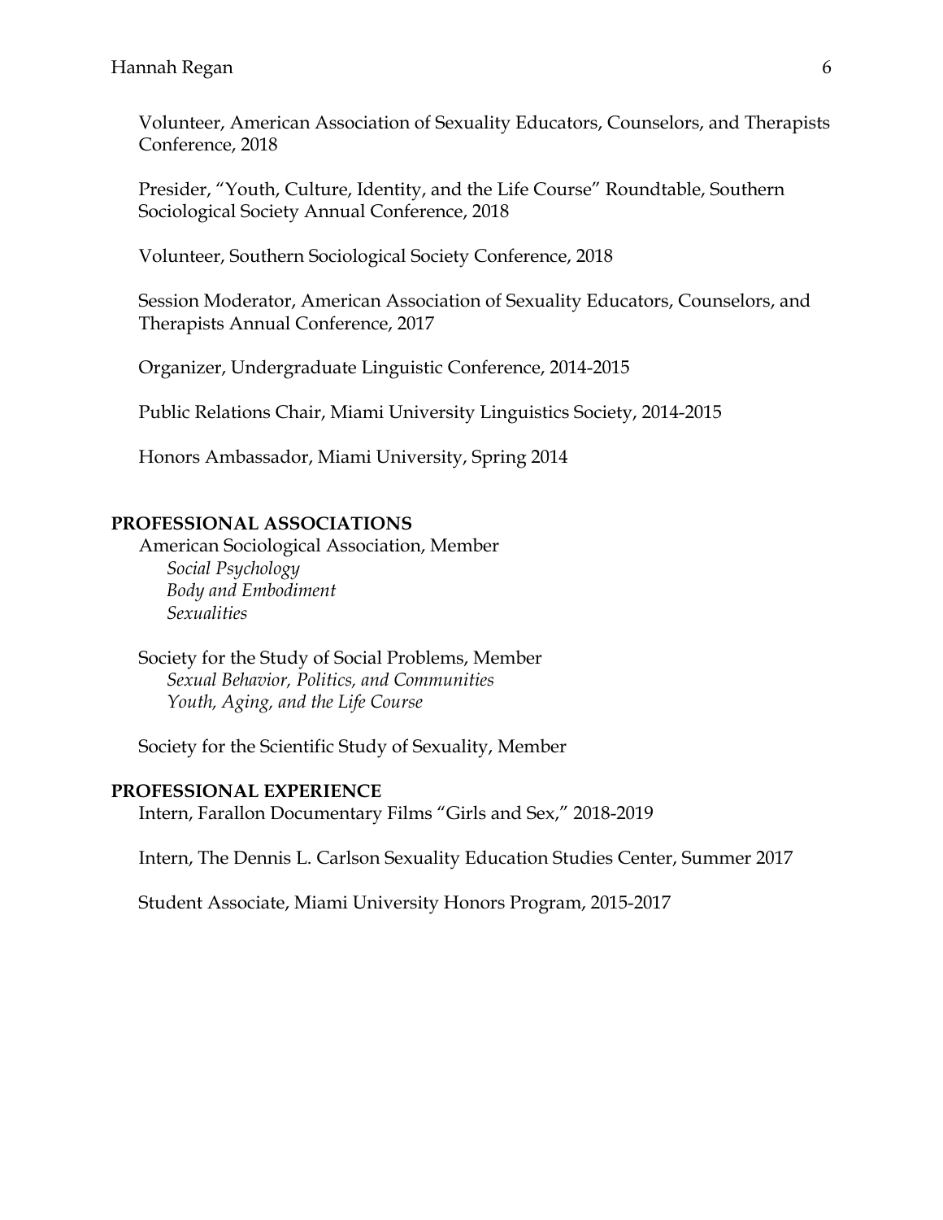Volunteer, American Association of Sexuality Educators, Counselors, and Therapists Conference, 2018

Presider, "Youth, Culture, Identity, and the Life Course" Roundtable, Southern Sociological Society Annual Conference, 2018

Volunteer, Southern Sociological Society Conference, 2018

Session Moderator, American Association of Sexuality Educators, Counselors, and Therapists Annual Conference, 2017

Organizer, Undergraduate Linguistic Conference, 2014-2015

Public Relations Chair, Miami University Linguistics Society, 2014-2015

Honors Ambassador, Miami University, Spring 2014

## PROFESSIONAL ASSOCIATIONS

American Sociological Association, Member
*Social Psychology*
*Body and Embodiment*
*Sexualities*

Society for the Study of Social Problems, Member
*Sexual Behavior, Politics, and Communities*
*Youth, Aging, and the Life Course*

Society for the Scientific Study of Sexuality, Member

## PROFESSIONAL EXPERIENCE

Intern, Farallon Documentary Films "Girls and Sex," 2018-2019

Intern, The Dennis L. Carlson Sexuality Education Studies Center, Summer 2017

Student Associate, Miami University Honors Program, 2015-2017